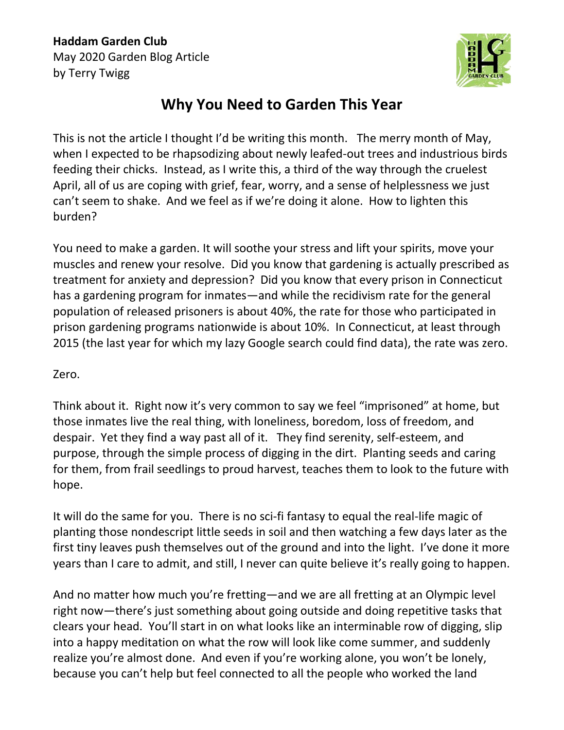**Haddam Garden Club**
May 2020 Garden Blog Article
by Terry Twigg

# Why You Need to Garden This Year

This is not the article I thought I'd be writing this month. The merry month of May, when I expected to be rhapsodizing about newly leafed-out trees and industrious birds feeding their chicks. Instead, as I write this, a third of the way through the cruelest April, all of us are coping with grief, fear, worry, and a sense of helplessness we just can't seem to shake. And we feel as if we're doing it alone. How to lighten this burden?

You need to make a garden. It will soothe your stress and lift your spirits, move your muscles and renew your resolve. Did you know that gardening is actually prescribed as treatment for anxiety and depression? Did you know that every prison in Connecticut has a gardening program for inmates—and while the recidivism rate for the general population of released prisoners is about 40%, the rate for those who participated in prison gardening programs nationwide is about 10%. In Connecticut, at least through 2015 (the last year for which my lazy Google search could find data), the rate was zero.

Zero.

Think about it. Right now it's very common to say we feel "imprisoned" at home, but those inmates live the real thing, with loneliness, boredom, loss of freedom, and despair. Yet they find a way past all of it. They find serenity, self-esteem, and purpose, through the simple process of digging in the dirt. Planting seeds and caring for them, from frail seedlings to proud harvest, teaches them to look to the future with hope.

It will do the same for you. There is no sci-fi fantasy to equal the real-life magic of planting those nondescript little seeds in soil and then watching a few days later as the first tiny leaves push themselves out of the ground and into the light. I've done it more years than I care to admit, and still, I never can quite believe it's really going to happen.

And no matter how much you're fretting—and we are all fretting at an Olympic level right now—there's just something about going outside and doing repetitive tasks that clears your head. You'll start in on what looks like an interminable row of digging, slip into a happy meditation on what the row will look like come summer, and suddenly realize you're almost done. And even if you're working alone, you won't be lonely, because you can't help but feel connected to all the people who worked the land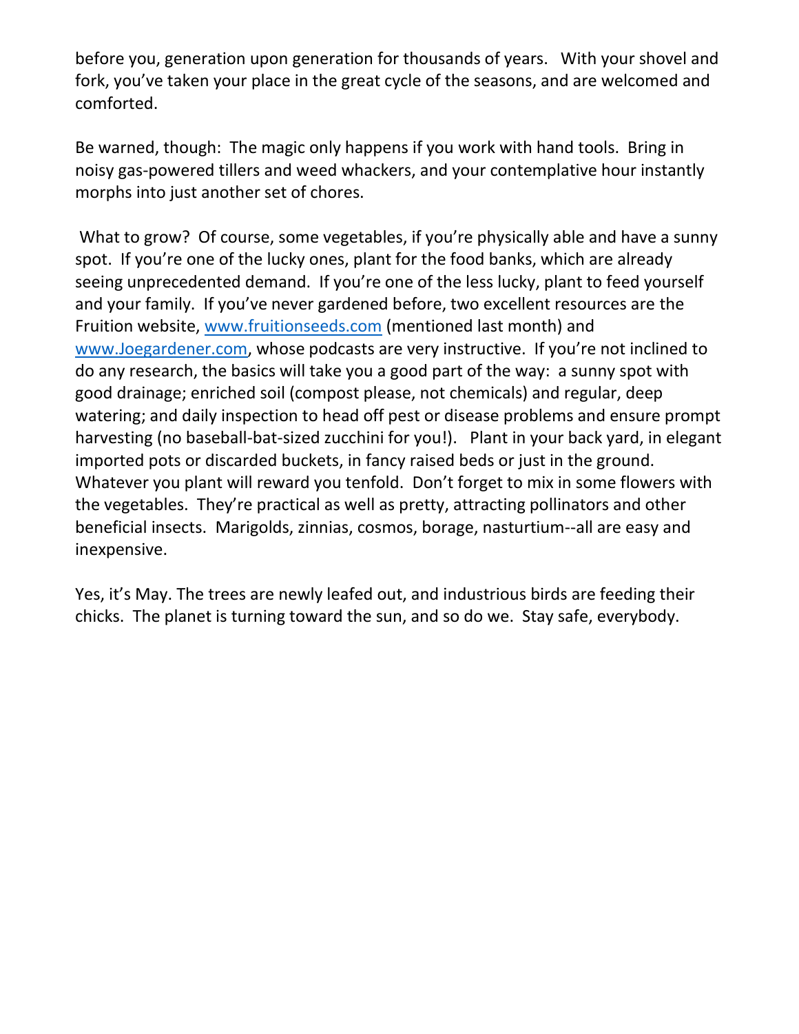before you, generation upon generation for thousands of years. With your shovel and fork, you've taken your place in the great cycle of the seasons, and are welcomed and comforted.

Be warned, though: The magic only happens if you work with hand tools. Bring in noisy gas-powered tillers and weed whackers, and your contemplative hour instantly morphs into just another set of chores.

What to grow? Of course, some vegetables, if you're physically able and have a sunny spot. If you're one of the lucky ones, plant for the food banks, which are already seeing unprecedented demand. If you're one of the less lucky, plant to feed yourself and your family. If you've never gardened before, two excellent resources are the Fruition website, [www.fruitionseeds.com](http://www.fruitionseeds.com) (mentioned last month) and [www.Joegardener.com](http://www.Joegardener.com), whose podcasts are very instructive. If you're not inclined to do any research, the basics will take you a good part of the way: a sunny spot with good drainage; enriched soil (compost please, not chemicals) and regular, deep watering; and daily inspection to head off pest or disease problems and ensure prompt harvesting (no baseball-bat-sized zucchini for you!). Plant in your back yard, in elegant imported pots or discarded buckets, in fancy raised beds or just in the ground. Whatever you plant will reward you tenfold. Don't forget to mix in some flowers with the vegetables. They're practical as well as pretty, attracting pollinators and other beneficial insects. Marigolds, zinnias, cosmos, borage, nasturtium--all are easy and inexpensive.

Yes, it's May. The trees are newly leafed out, and industrious birds are feeding their chicks. The planet is turning toward the sun, and so do we. Stay safe, everybody.